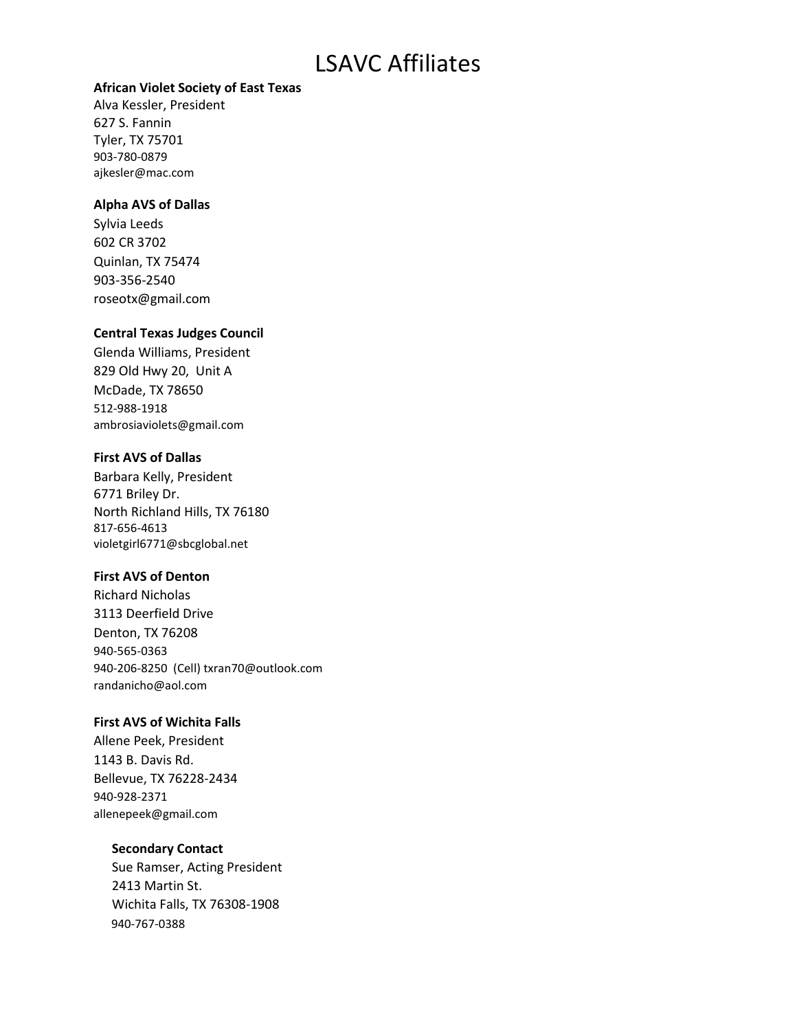# LSAVC Affiliates

**African Violet Society of East Texas**
Alva Kessler, President
627 S. Fannin
Tyler, TX 75701
903-780-0879
ajkesler@mac.com

**Alpha AVS of Dallas**
Sylvia Leeds
602 CR 3702
Quinlan, TX 75474
903-356-2540
roseotx@gmail.com

**Central Texas Judges Council**
Glenda Williams, President
829 Old Hwy 20, Unit A
McDade, TX 78650
512-988-1918
ambrosiaviolets@gmail.com

**First AVS of Dallas**
Barbara Kelly, President
6771 Briley Dr.
North Richland Hills, TX 76180
817-656-4613
violetgirl6771@sbcglobal.net

**First AVS of Denton**
Richard Nicholas
3113 Deerfield Drive
Denton, TX 76208
940-565-0363
940-206-8250 (Cell) txran70@outlook.com
randanicho@aol.com

**First AVS of Wichita Falls**
Allene Peek, President
1143 B. Davis Rd.
Bellevue, TX 76228-2434
940-928-2371
allenepeek@gmail.com

**Secondary Contact**
Sue Ramser, Acting President
2413 Martin St.
Wichita Falls, TX 76308-1908
940-767-0388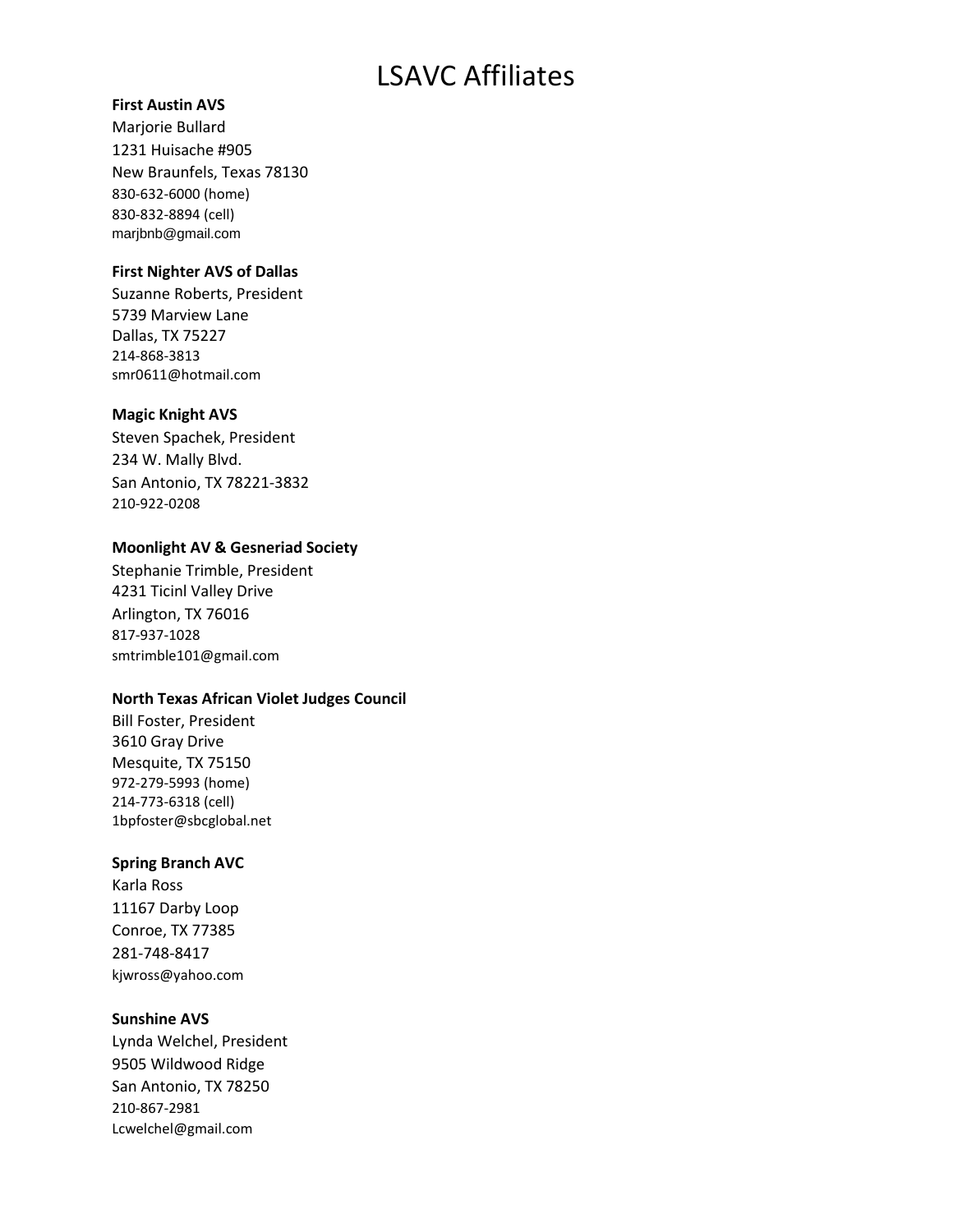# LSAVC Affiliates

**First Austin AVS**
Marjorie Bullard
1231 Huisache #905
New Braunfels, Texas 78130
830-632-6000 (home)
830-832-8894 (cell)
marjbnb@gmail.com

**First Nighter AVS of Dallas**
Suzanne Roberts, President
5739 Marview Lane
Dallas, TX 75227
214-868-3813
smr0611@hotmail.com

**Magic Knight AVS**
Steven Spachek, President
234 W. Mally Blvd.
San Antonio, TX 78221-3832
210-922-0208

**Moonlight AV & Gesneriad Society**
Stephanie Trimble, President
4231 Ticinl Valley Drive
Arlington, TX 76016
817-937-1028
smtrimble101@gmail.com

**North Texas African Violet Judges Council**
Bill Foster, President
3610 Gray Drive
Mesquite, TX 75150
972-279-5993 (home)
214-773-6318 (cell)
1bpfoster@sbcglobal.net

**Spring Branch AVC**
Karla Ross
11167 Darby Loop
Conroe, TX 77385
281-748-8417
kjwross@yahoo.com

**Sunshine AVS**
Lynda Welchel, President
9505 Wildwood Ridge
San Antonio, TX 78250
210-867-2981
Lcwelchel@gmail.com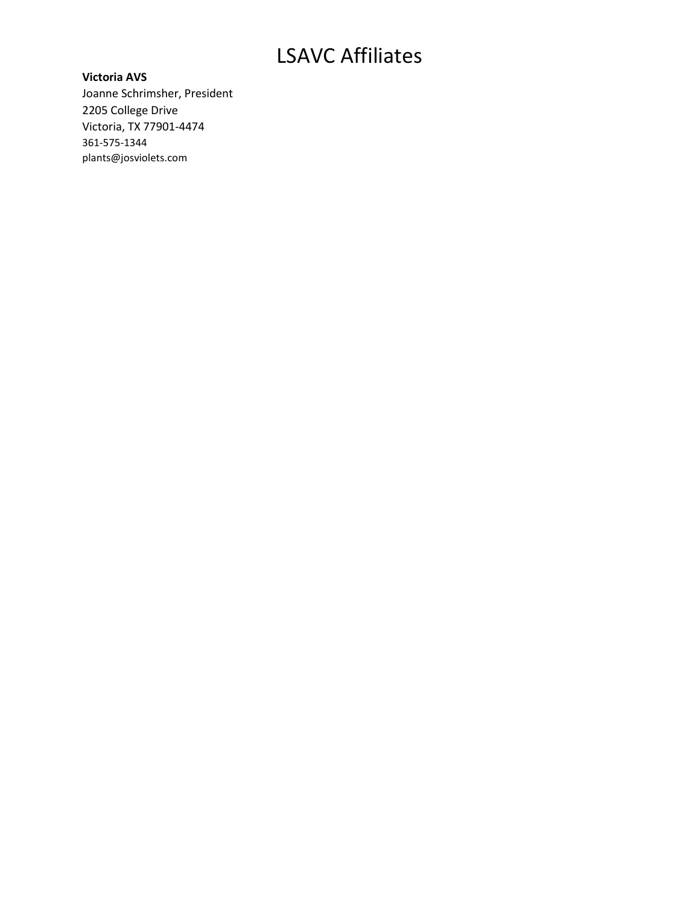# LSAVC Affiliates

**Victoria AVS**
Joanne Schrimsher, President
2205 College Drive
Victoria, TX 77901-4474
361-575-1344
plants@josviolets.com